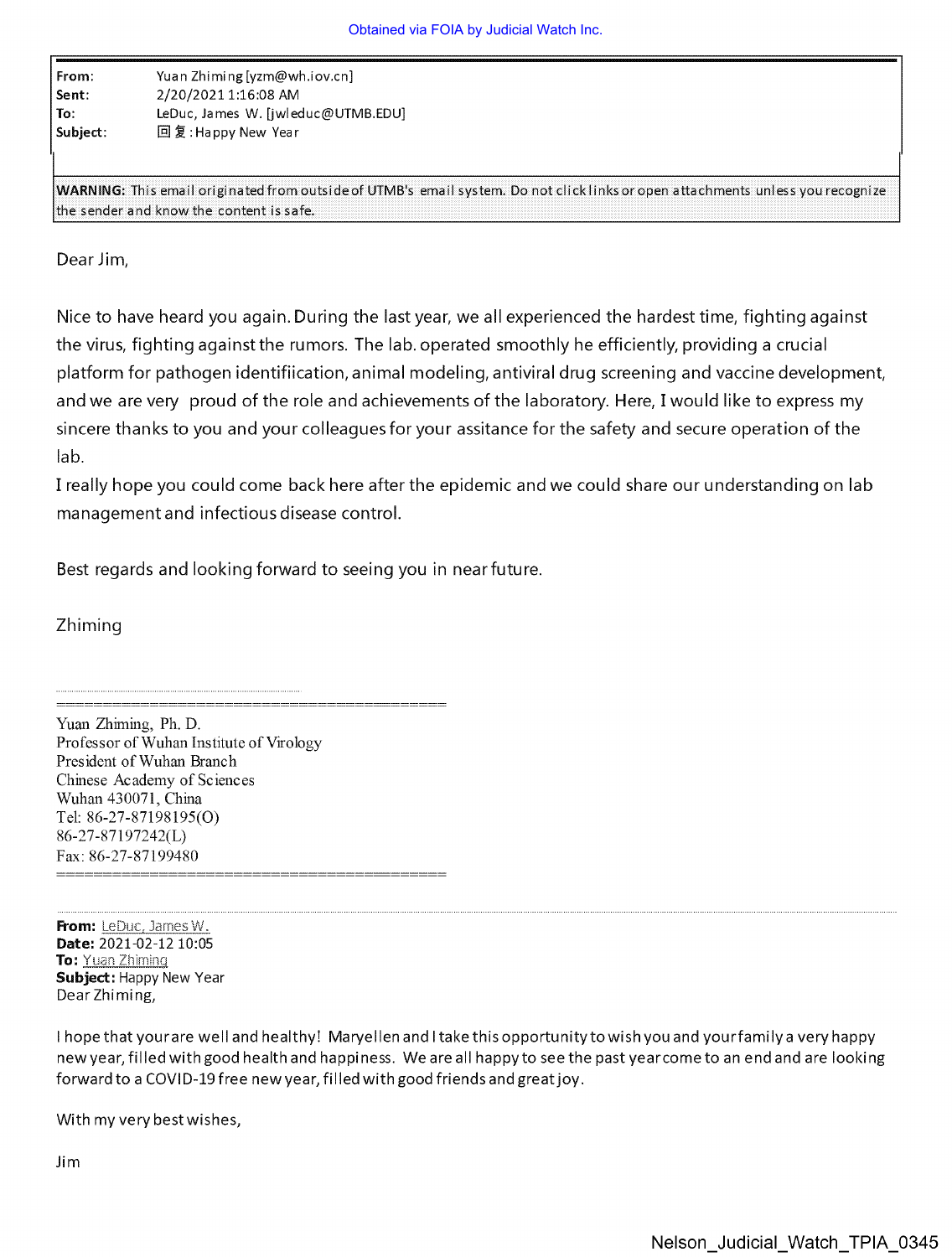Obtained via FOIA by Judicial Watch Inc.

| | |
|---|---|
| **From:** | Yuan Zhiming [yzm@wh.iov.cn] |
| **Sent:** | 2/20/2021 1:16:08 AM |
| **To:** | LeDuc, James W. [jwleduc@UTMB.EDU] |
| **Subject:** | 回复:Happy New Year |

**WARNING:** This email originated from outside of UTMB's email system. Do not click links or open attachments unless you recognize the sender and know the content is safe.

Dear Jim,

Nice to have heard you again. During the last year, we all experienced the hardest time, fighting against the virus, fighting against the rumors. The lab. operated smoothly he efficiently, providing a crucial platform for pathogen identifiication, animal modeling, antiviral drug screening and vaccine development, and we are very proud of the role and achievements of the laboratory. Here, I would like to express my sincere thanks to you and your colleagues for your assitance for the safety and secure operation of the lab.

I really hope you could come back here after the epidemic and we could share our understanding on lab management and infectious disease control.

Best regards and looking forward to seeing you in near future.

Zhiming

==========================================

Yuan Zhiming, Ph. D.
Professor of Wuhan Institute of Virology
President of Wuhan Branch
Chinese Academy of Sciences
Wuhan 430071, China
Tel: 86-27-87198195(O)
86-27-87197242(L)
Fax: 86-27-87199480

==========================================

**From:** LeDuc, James W.
**Date:** 2021-02-12 10:05
**To:** Yuan Zhiming
**Subject:** Happy New Year

Dear Zhiming,

I hope that your are well and healthy! Maryellen and I take this opportunity to wish you and your family a very happy new year, filled with good health and happiness. We are all happy to see the past year come to an end and are looking forward to a COVID-19 free new year, filled with good friends and great joy.

With my very best wishes,

Jim

Nelson_Judicial_Watch_TPIA_0345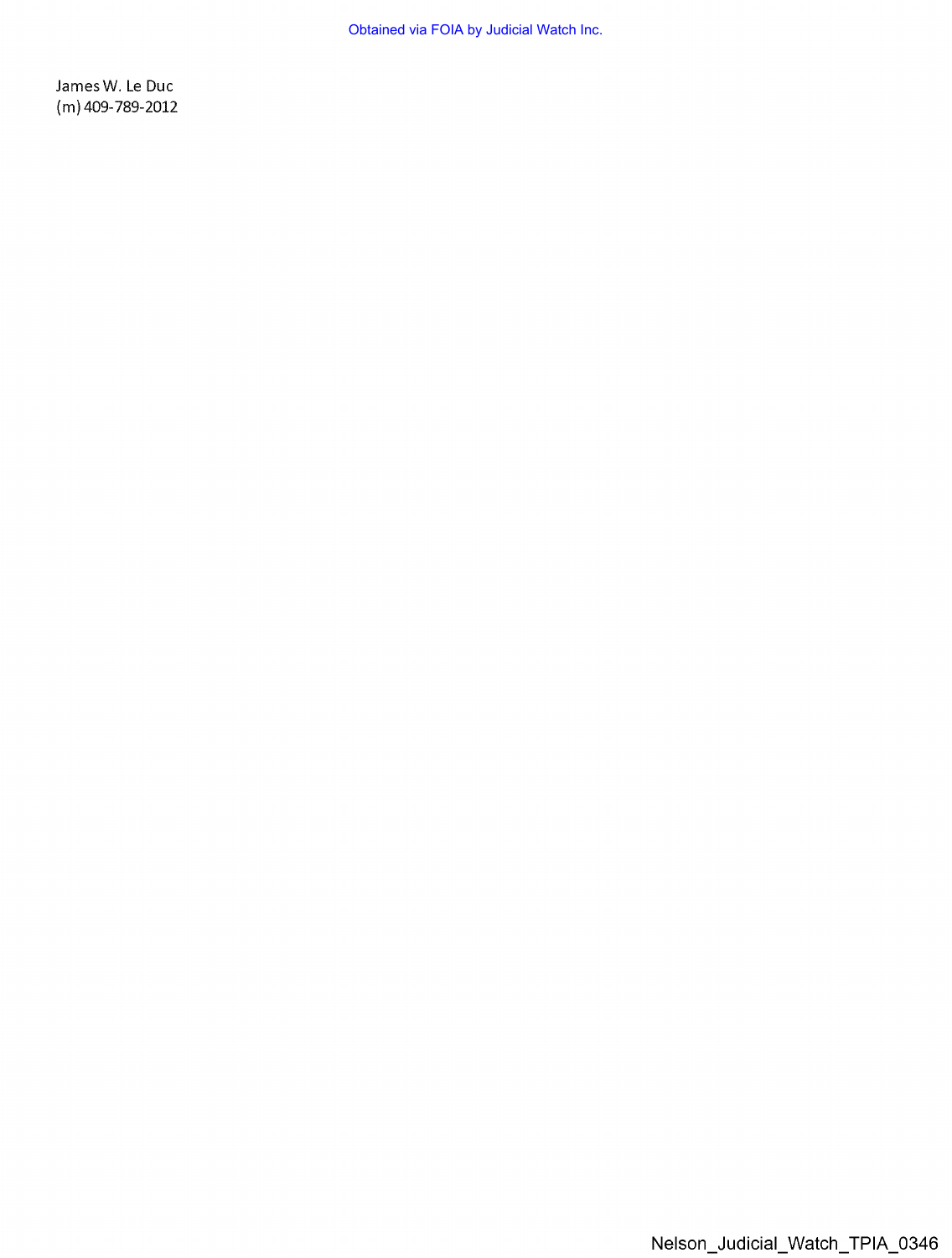James W. Le Duc
(m) 409-789-2012